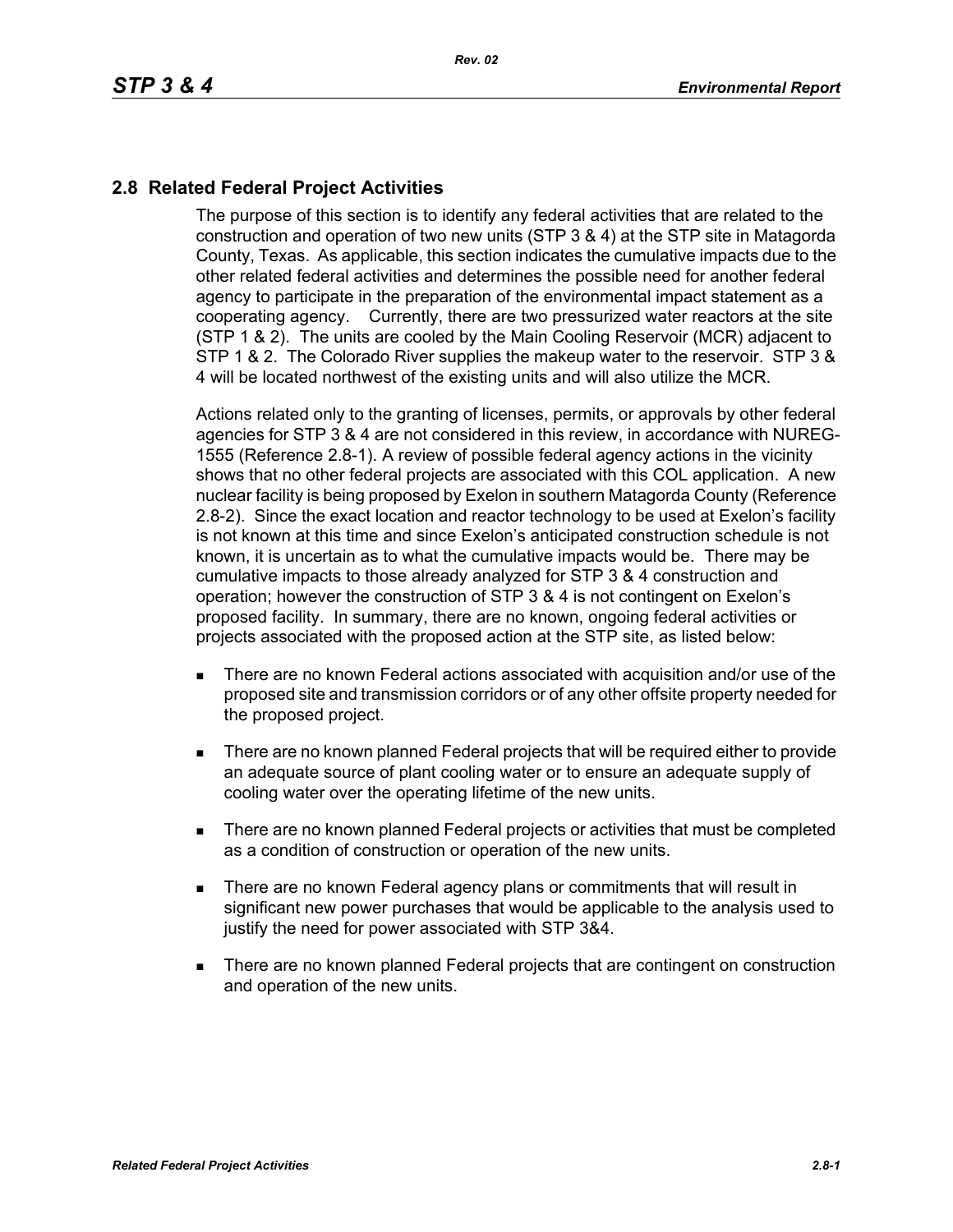## 2.8 Related Federal Project Activities

The purpose of this section is to identify any federal activities that are related to the construction and operation of two new units (STP 3 & 4) at the STP site in Matagorda County, Texas. As applicable, this section indicates the cumulative impacts due to the other related federal activities and determines the possible need for another federal agency to participate in the preparation of the environmental impact statement as a cooperating agency. Currently, there are two pressurized water reactors at the site (STP 1 & 2). The units are cooled by the Main Cooling Reservoir (MCR) adjacent to STP 1 & 2. The Colorado River supplies the makeup water to the reservoir. STP 3 & 4 will be located northwest of the existing units and will also utilize the MCR.

Actions related only to the granting of licenses, permits, or approvals by other federal agencies for STP 3 & 4 are not considered in this review, in accordance with NUREG-1555 (Reference 2.8-1). A review of possible federal agency actions in the vicinity shows that no other federal projects are associated with this COL application. A new nuclear facility is being proposed by Exelon in southern Matagorda County (Reference 2.8-2). Since the exact location and reactor technology to be used at Exelon's facility is not known at this time and since Exelon's anticipated construction schedule is not known, it is uncertain as to what the cumulative impacts would be. There may be cumulative impacts to those already analyzed for STP 3 & 4 construction and operation; however the construction of STP 3 & 4 is not contingent on Exelon's proposed facility. In summary, there are no known, ongoing federal activities or projects associated with the proposed action at the STP site, as listed below:

- There are no known Federal actions associated with acquisition and/or use of the proposed site and transmission corridors or of any other offsite property needed for the proposed project.
- There are no known planned Federal projects that will be required either to provide an adequate source of plant cooling water or to ensure an adequate supply of cooling water over the operating lifetime of the new units.
- There are no known planned Federal projects or activities that must be completed as a condition of construction or operation of the new units.
- There are no known Federal agency plans or commitments that will result in significant new power purchases that would be applicable to the analysis used to justify the need for power associated with STP 3&4.
- There are no known planned Federal projects that are contingent on construction and operation of the new units.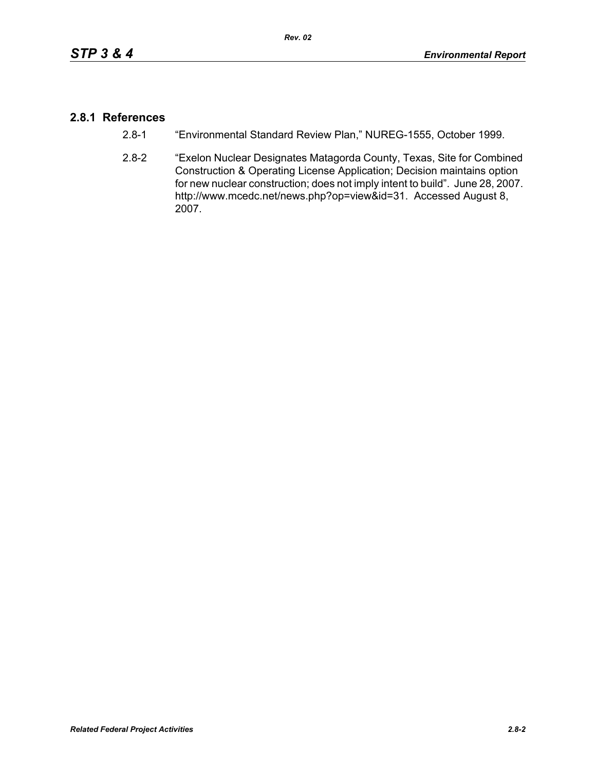## 2.8.1 References

2.8-1 “Environmental Standard Review Plan,” NUREG-1555, October 1999.

2.8-2 “Exelon Nuclear Designates Matagorda County, Texas, Site for Combined Construction & Operating License Application; Decision maintains option for new nuclear construction; does not imply intent to build”. June 28, 2007. http://www.mcedc.net/news.php?op=view&id=31. Accessed August 8, 2007.